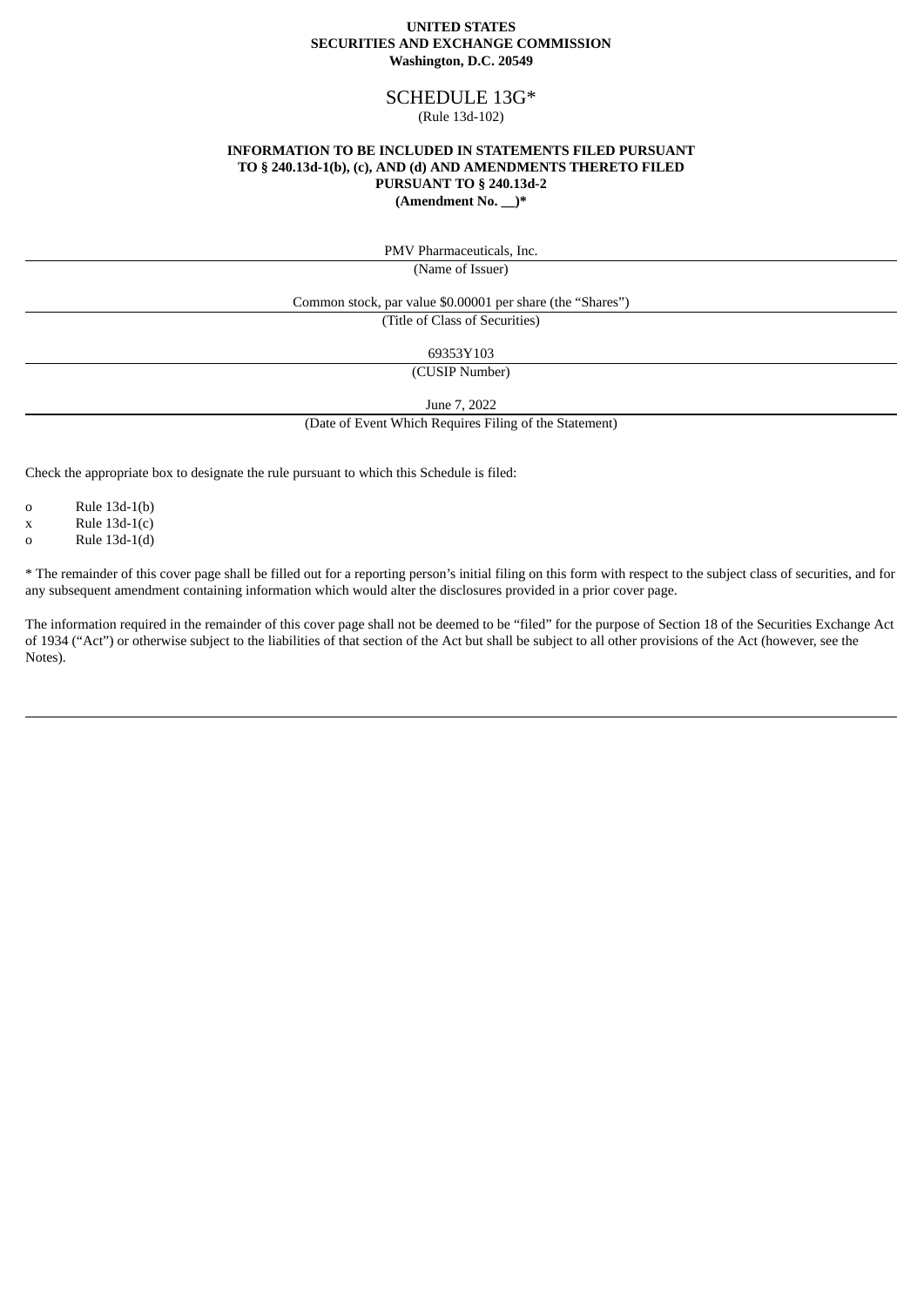**UNITED STATES**
**SECURITIES AND EXCHANGE COMMISSION**
**Washington, D.C. 20549**

# SCHEDULE 13G*

(Rule 13d-102)

**INFORMATION TO BE INCLUDED IN STATEMENTS FILED PURSUANT TO § 240.13d-1(b), (c), AND (d) AND AMENDMENTS THERETO FILED PURSUANT TO § 240.13d-2**
**(Amendment No. __)***

PMV Pharmaceuticals, Inc.

(Name of Issuer)

Common stock, par value $0.00001 per share (the "Shares")

(Title of Class of Securities)

69353Y103

(CUSIP Number)

June 7, 2022

(Date of Event Which Requires Filing of the Statement)

Check the appropriate box to designate the rule pursuant to which this Schedule is filed:

o Rule 13d-1(b)
x Rule 13d-1(c)
o Rule 13d-1(d)

* The remainder of this cover page shall be filled out for a reporting person's initial filing on this form with respect to the subject class of securities, and for any subsequent amendment containing information which would alter the disclosures provided in a prior cover page.

The information required in the remainder of this cover page shall not be deemed to be "filed" for the purpose of Section 18 of the Securities Exchange Act of 1934 ("Act") or otherwise subject to the liabilities of that section of the Act but shall be subject to all other provisions of the Act (however, see the Notes).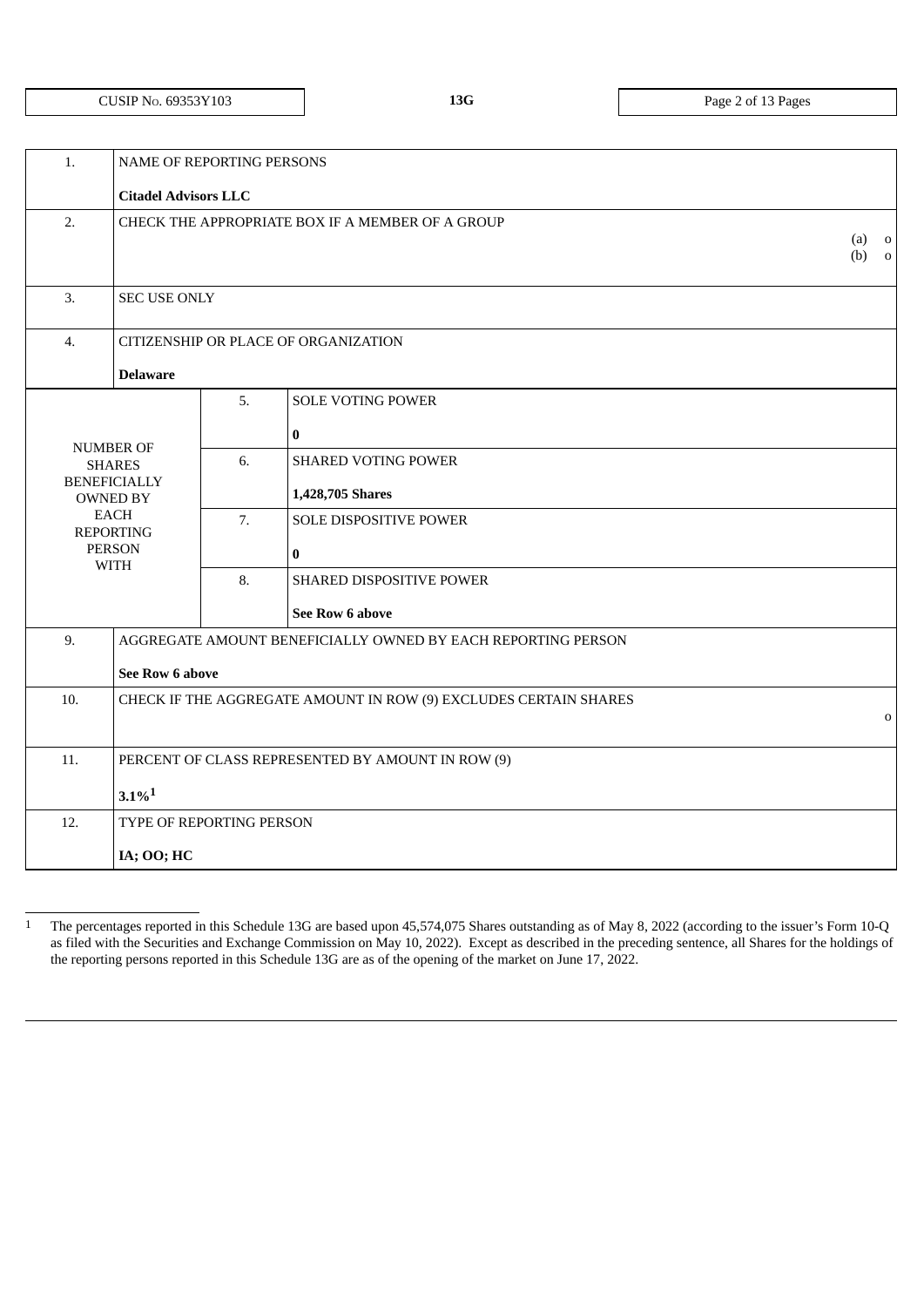| CUSIP No. 69353Y103 | 13G | |
|---|---|---|

| | | | |
|---|---|---|---|
| 1. | NAME OF REPORTING PERSONS<br><br>**Citadel Advisors LLC** | | |
| 2. | CHECK THE APPROPRIATE BOX IF A MEMBER OF A GROUP<br>(a) o<br>(b) o | | |
| 3. | SEC USE ONLY | | |
| 4. | CITIZENSHIP OR PLACE OF ORGANIZATION<br><br>**Delaware** | | |
| NUMBER OF SHARES BENEFICIALLY OWNED BY EACH REPORTING PERSON WITH | | 5. | SOLE VOTING POWER<br><br>**0** |
| | | 6. | SHARED VOTING POWER<br><br>**1,428,705 Shares** |
| | | 7. | SOLE DISPOSITIVE POWER<br><br>**0** |
| | | 8. | SHARED DISPOSITIVE POWER<br><br>**See Row 6 above** |
| 9. | AGGREGATE AMOUNT BENEFICIALLY OWNED BY EACH REPORTING PERSON<br><br>**See Row 6 above** | | |
| 10. | CHECK IF THE AGGREGATE AMOUNT IN ROW (9) EXCLUDES CERTAIN SHARES<br>o | | |
| 11. | PERCENT OF CLASS REPRESENTED BY AMOUNT IN ROW (9)<br><br>**3.1%**[1] | | |
| 12. | TYPE OF REPORTING PERSON<br><br>**IA; OO; HC** | | |

[1] The percentages reported in this Schedule 13G are based upon 45,574,075 Shares outstanding as of May 8, 2022 (according to the issuer's Form 10-Q as filed with the Securities and Exchange Commission on May 10, 2022). Except as described in the preceding sentence, all Shares for the holdings of the reporting persons reported in this Schedule 13G are as of the opening of the market on June 17, 2022.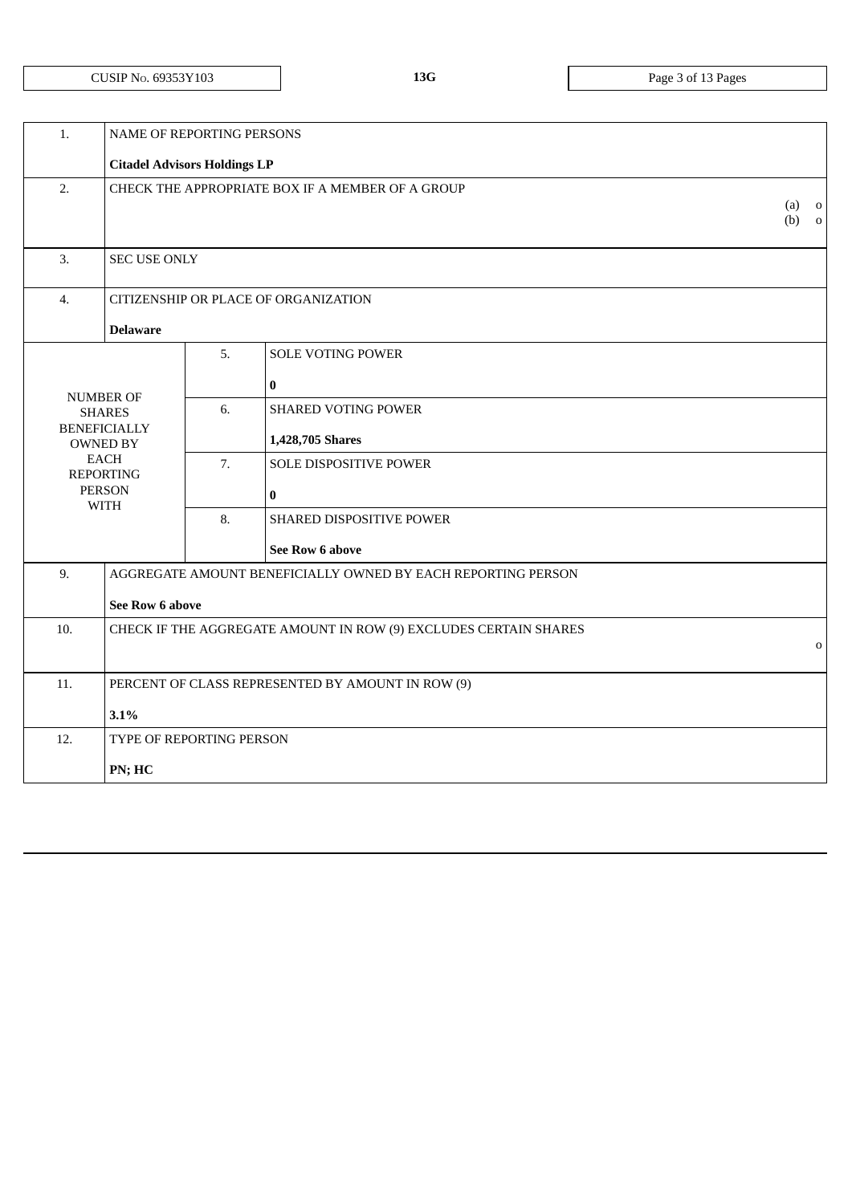| CUSIP No. 69353Y103 | 13G | Page 3 of 13 Pages |
|---|---|---|

| | | | |
|---|---|---|---|
| 1. | NAME OF REPORTING PERSONS<br><br>**Citadel Advisors Holdings LP** | | |
| 2. | CHECK THE APPROPRIATE BOX IF A MEMBER OF A GROUP<br>(a) o<br>(b) o | | |
| 3. | SEC USE ONLY | | |
| 4. | CITIZENSHIP OR PLACE OF ORGANIZATION<br><br>**Delaware** | | |
| NUMBER OF SHARES BENEFICIALLY OWNED BY EACH REPORTING PERSON WITH | | 5. | SOLE VOTING POWER<br><br>**0** |
| | | 6. | SHARED VOTING POWER<br><br>**1,428,705 Shares** |
| | | 7. | SOLE DISPOSITIVE POWER<br><br>**0** |
| | | 8. | SHARED DISPOSITIVE POWER<br><br>**See Row 6 above** |
| 9. | AGGREGATE AMOUNT BENEFICIALLY OWNED BY EACH REPORTING PERSON<br><br>**See Row 6 above** | | |
| 10. | CHECK IF THE AGGREGATE AMOUNT IN ROW (9) EXCLUDES CERTAIN SHARES<br>o | | |
| 11. | PERCENT OF CLASS REPRESENTED BY AMOUNT IN ROW (9)<br><br>**3.1%** | | |
| 12. | TYPE OF REPORTING PERSON<br><br>**PN; HC** | | |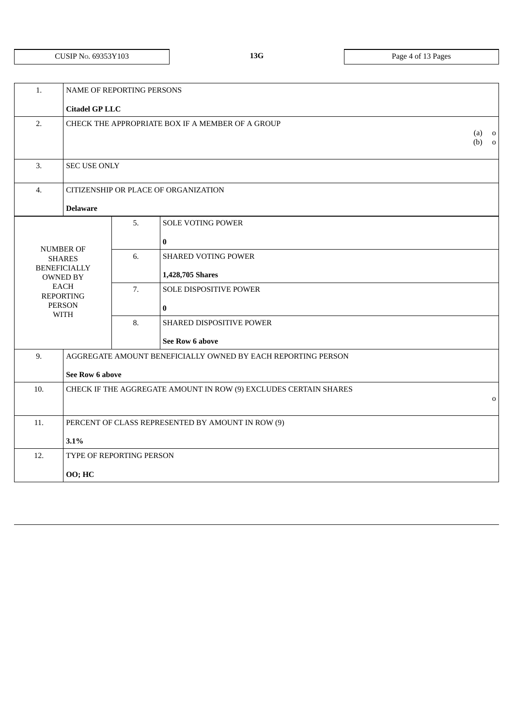CUSIP No. 69353Y103 | 13G

| | | | |
|---|---|---|---|
| 1. | NAME OF REPORTING PERSONS<br><br>**Citadel GP LLC** | | |
| 2. | CHECK THE APPROPRIATE BOX IF A MEMBER OF A GROUP<br>(a) o<br>(b) o | | |
| 3. | SEC USE ONLY | | |
| 4. | CITIZENSHIP OR PLACE OF ORGANIZATION<br><br>**Delaware** | | |
| NUMBER OF SHARES BENEFICIALLY OWNED BY EACH REPORTING PERSON WITH | | 5. | SOLE VOTING POWER<br><br>**0** |
| | | 6. | SHARED VOTING POWER<br><br>**1,428,705 Shares** |
| | | 7. | SOLE DISPOSITIVE POWER<br><br>**0** |
| | | 8. | SHARED DISPOSITIVE POWER<br><br>**See Row 6 above** |
| 9. | AGGREGATE AMOUNT BENEFICIALLY OWNED BY EACH REPORTING PERSON<br><br>**See Row 6 above** | | |
| 10. | CHECK IF THE AGGREGATE AMOUNT IN ROW (9) EXCLUDES CERTAIN SHARES<br>o | | |
| 11. | PERCENT OF CLASS REPRESENTED BY AMOUNT IN ROW (9)<br><br>**3.1%** | | |
| 12. | TYPE OF REPORTING PERSON<br><br>**OO; HC** | | |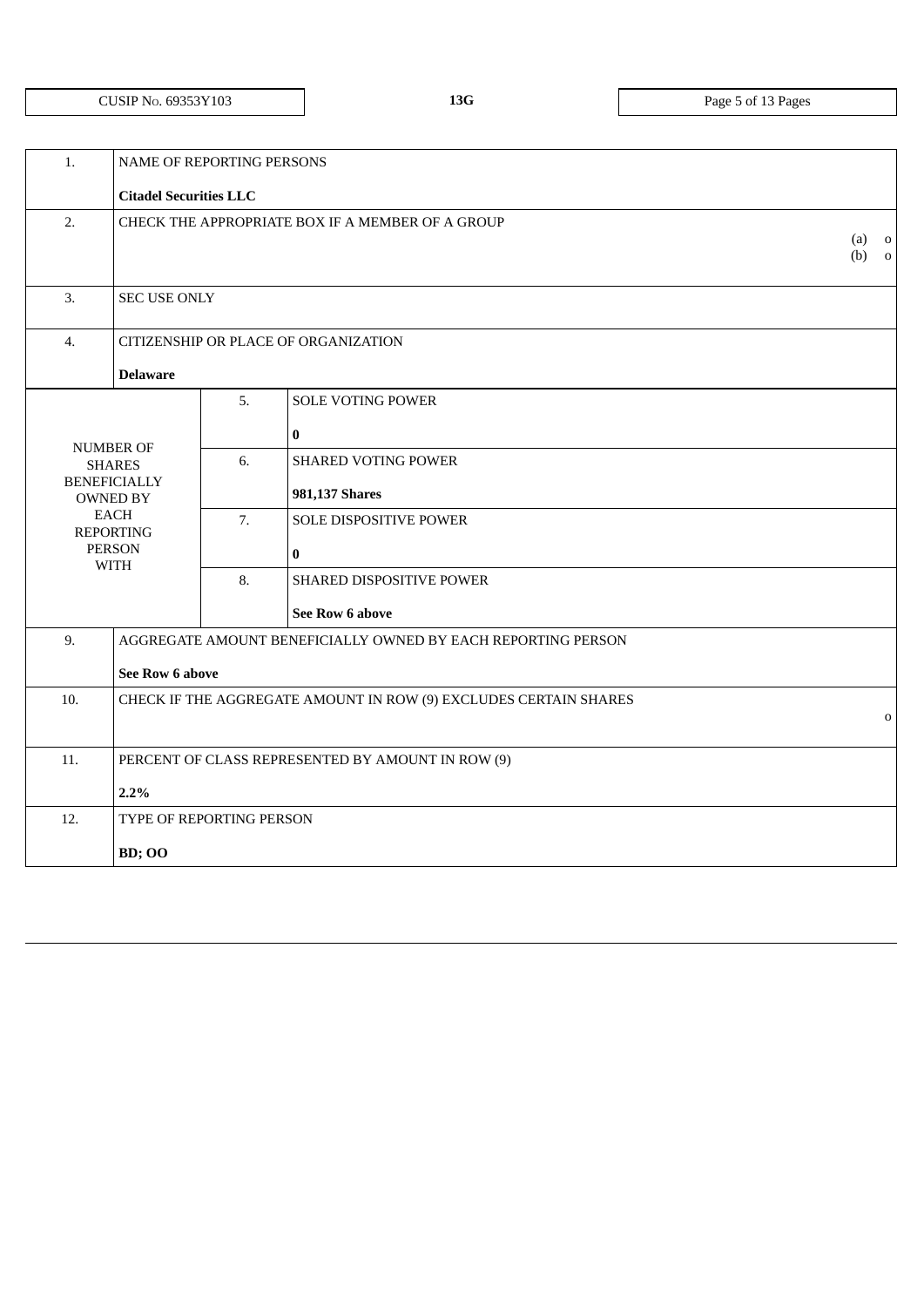CUSIP No. 69353Y103 | 13G

| 1. | NAME OF REPORTING PERSONS<br><br>**Citadel Securities LLC** | | |
|---|---|---|---|
| 2. | CHECK THE APPROPRIATE BOX IF A MEMBER OF A GROUP<br>(a) o<br>(b) o | | |
| 3. | SEC USE ONLY | | |
| 4. | CITIZENSHIP OR PLACE OF ORGANIZATION<br><br>**Delaware** | | |
| NUMBER OF SHARES BENEFICIALLY OWNED BY EACH REPORTING PERSON WITH | 5. | SOLE VOTING POWER<br><br>**0** | |
| | 6. | SHARED VOTING POWER<br><br>**981,137 Shares** | |
| | 7. | SOLE DISPOSITIVE POWER<br><br>**0** | |
| | 8. | SHARED DISPOSITIVE POWER<br><br>**See Row 6 above** | |
| 9. | AGGREGATE AMOUNT BENEFICIALLY OWNED BY EACH REPORTING PERSON<br><br>**See Row 6 above** | | |
| 10. | CHECK IF THE AGGREGATE AMOUNT IN ROW (9) EXCLUDES CERTAIN SHARES<br>o | | |
| 11. | PERCENT OF CLASS REPRESENTED BY AMOUNT IN ROW (9)<br><br>**2.2%** | | |
| 12. | TYPE OF REPORTING PERSON<br><br>**BD; OO** | | |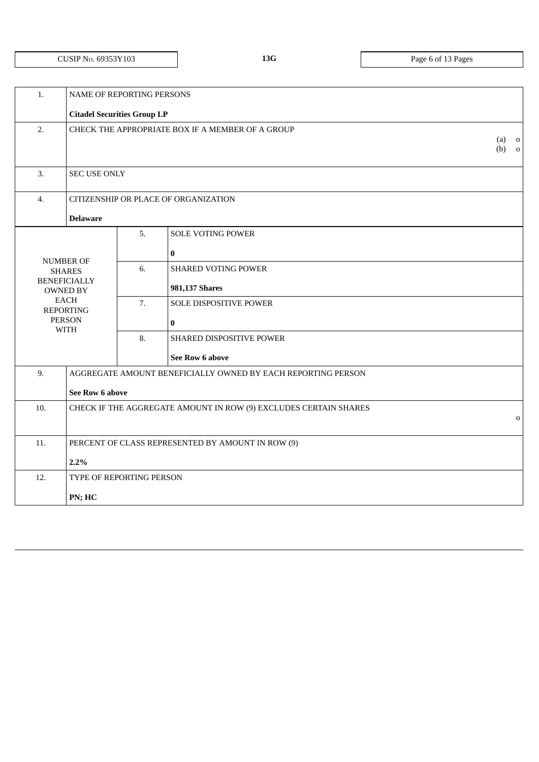| CUSIP No. 69353Y103 | 13G |
|---|---|

| | | | |
|---|---|---|---|
| 1. | NAME OF REPORTING PERSONS<br><br>**Citadel Securities Group LP** | | |
| 2. | CHECK THE APPROPRIATE BOX IF A MEMBER OF A GROUP<br>(a) o<br>(b) o | | |
| 3. | SEC USE ONLY | | |
| 4. | CITIZENSHIP OR PLACE OF ORGANIZATION<br><br>**Delaware** | | |
| NUMBER OF SHARES BENEFICIALLY OWNED BY EACH REPORTING PERSON WITH | 5. | SOLE VOTING POWER<br><br>**0** | |
| | 6. | SHARED VOTING POWER<br><br>**981,137 Shares** | |
| | 7. | SOLE DISPOSITIVE POWER<br><br>**0** | |
| | 8. | SHARED DISPOSITIVE POWER<br><br>**See Row 6 above** | |
| 9. | AGGREGATE AMOUNT BENEFICIALLY OWNED BY EACH REPORTING PERSON<br><br>**See Row 6 above** | | |
| 10. | CHECK IF THE AGGREGATE AMOUNT IN ROW (9) EXCLUDES CERTAIN SHARES<br>o | | |
| 11. | PERCENT OF CLASS REPRESENTED BY AMOUNT IN ROW (9)<br><br>**2.2%** | | |
| 12. | TYPE OF REPORTING PERSON<br><br>**PN; HC** | | |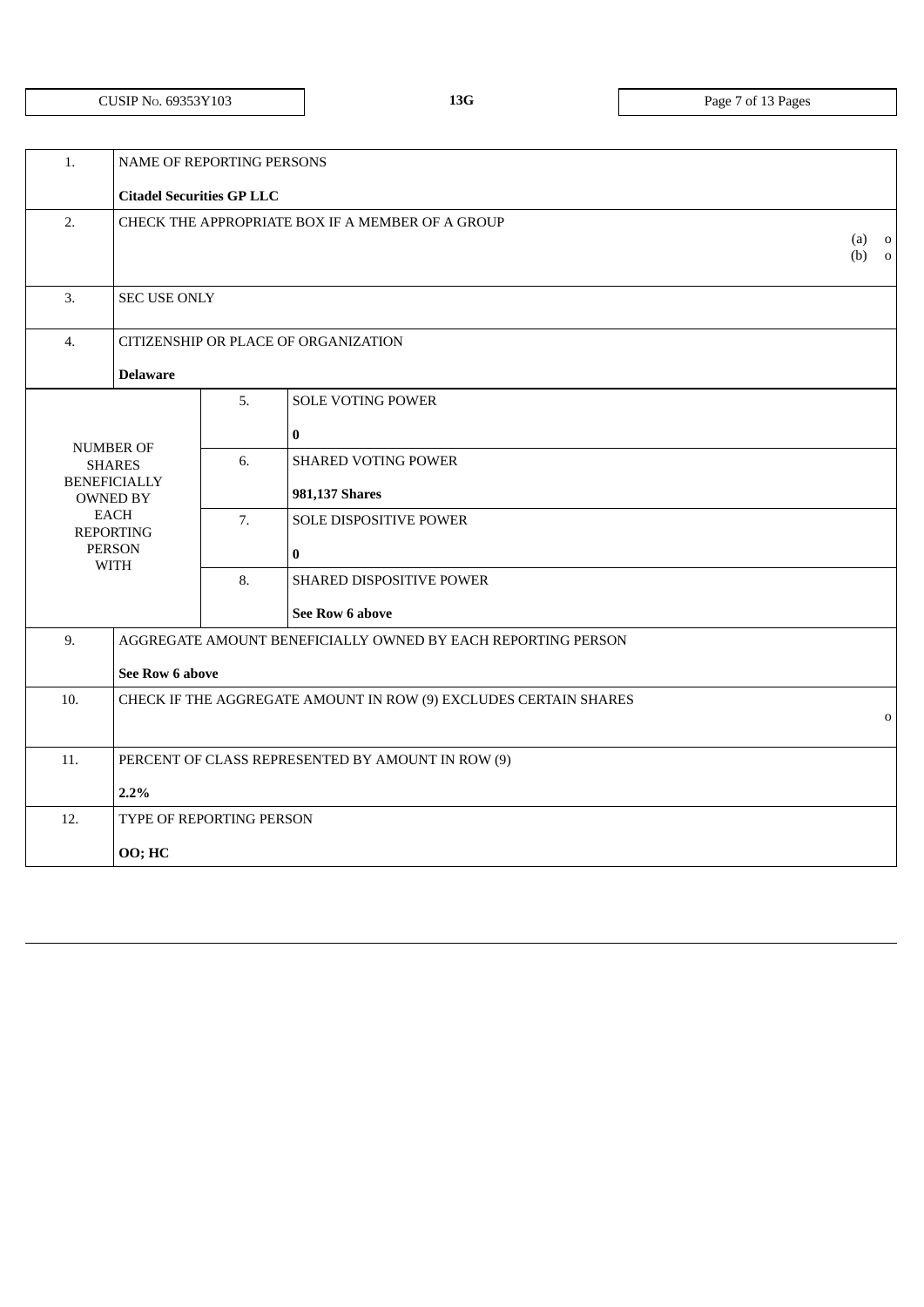| CUSIP No. 69353Y103 | 13G |
|---|---|

| | | | |
|---|---|---|---|
| 1. | NAME OF REPORTING PERSONS<br><br>**Citadel Securities GP LLC** | | |
| 2. | CHECK THE APPROPRIATE BOX IF A MEMBER OF A GROUP<br>(a) o<br>(b) o | | |
| 3. | SEC USE ONLY | | |
| 4. | CITIZENSHIP OR PLACE OF ORGANIZATION<br><br>**Delaware** | | |
| NUMBER OF SHARES BENEFICIALLY OWNED BY EACH REPORTING PERSON WITH | | 5. | SOLE VOTING POWER<br><br>**0** |
| | | 6. | SHARED VOTING POWER<br><br>**981,137 Shares** |
| | | 7. | SOLE DISPOSITIVE POWER<br><br>**0** |
| | | 8. | SHARED DISPOSITIVE POWER<br><br>**See Row 6 above** |
| 9. | AGGREGATE AMOUNT BENEFICIALLY OWNED BY EACH REPORTING PERSON<br><br>**See Row 6 above** | | |
| 10. | CHECK IF THE AGGREGATE AMOUNT IN ROW (9) EXCLUDES CERTAIN SHARES o | | |
| 11. | PERCENT OF CLASS REPRESENTED BY AMOUNT IN ROW (9)<br><br>**2.2%** | | |
| 12. | TYPE OF REPORTING PERSON<br><br>**OO; HC** | | |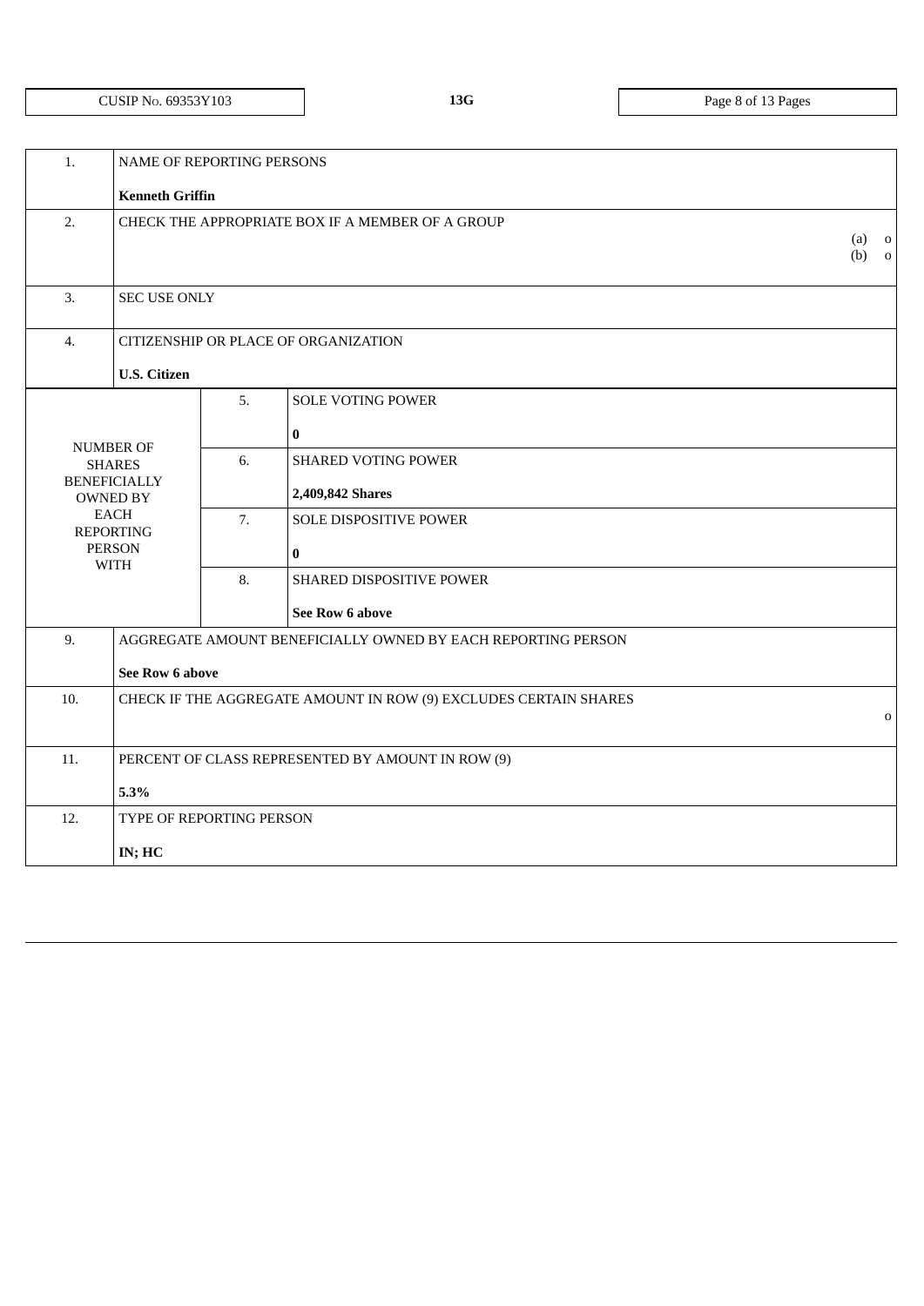| CUSIP No. 69353Y103 | 13G | |
|---|---|---|

| | | | |
|---|---|---|---|
| 1. | NAME OF REPORTING PERSONS<br><br>**Kenneth Griffin** | | |
| 2. | CHECK THE APPROPRIATE BOX IF A MEMBER OF A GROUP<br>(a) o<br>(b) o | | |
| 3. | SEC USE ONLY | | |
| 4. | CITIZENSHIP OR PLACE OF ORGANIZATION<br><br>**U.S. Citizen** | | |
| NUMBER OF SHARES BENEFICIALLY OWNED BY EACH REPORTING PERSON WITH | | 5. | SOLE VOTING POWER<br><br>**0** |
| | | 6. | SHARED VOTING POWER<br><br>**2,409,842 Shares** |
| | | 7. | SOLE DISPOSITIVE POWER<br><br>**0** |
| | | 8. | SHARED DISPOSITIVE POWER<br><br>**See Row 6 above** |
| 9. | AGGREGATE AMOUNT BENEFICIALLY OWNED BY EACH REPORTING PERSON<br><br>**See Row 6 above** | | |
| 10. | CHECK IF THE AGGREGATE AMOUNT IN ROW (9) EXCLUDES CERTAIN SHARES<br>o | | |
| 11. | PERCENT OF CLASS REPRESENTED BY AMOUNT IN ROW (9)<br><br>**5.3%** | | |
| 12. | TYPE OF REPORTING PERSON<br><br>**IN; HC** | | |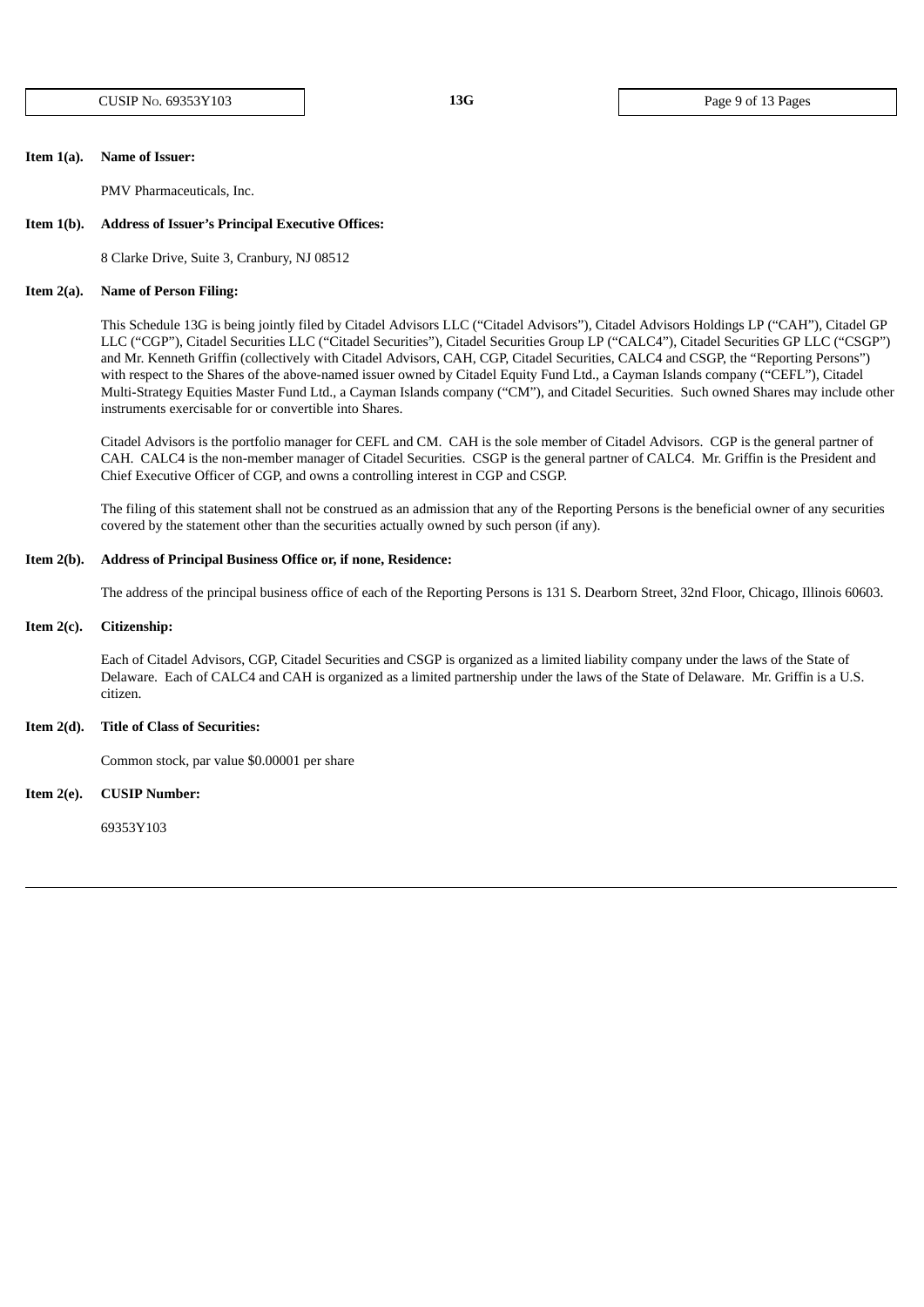**Item 1(a). Name of Issuer:**

PMV Pharmaceuticals, Inc.

**Item 1(b). Address of Issuer's Principal Executive Offices:**

8 Clarke Drive, Suite 3, Cranbury, NJ 08512

**Item 2(a). Name of Person Filing:**

This Schedule 13G is being jointly filed by Citadel Advisors LLC ("Citadel Advisors"), Citadel Advisors Holdings LP ("CAH"), Citadel GP LLC ("CGP"), Citadel Securities LLC ("Citadel Securities"), Citadel Securities Group LP ("CALC4"), Citadel Securities GP LLC ("CSGP") and Mr. Kenneth Griffin (collectively with Citadel Advisors, CAH, CGP, Citadel Securities, CALC4 and CSGP, the "Reporting Persons") with respect to the Shares of the above-named issuer owned by Citadel Equity Fund Ltd., a Cayman Islands company ("CEFL"), Citadel Multi-Strategy Equities Master Fund Ltd., a Cayman Islands company ("CM"), and Citadel Securities. Such owned Shares may include other instruments exercisable for or convertible into Shares.

Citadel Advisors is the portfolio manager for CEFL and CM. CAH is the sole member of Citadel Advisors. CGP is the general partner of CAH. CALC4 is the non-member manager of Citadel Securities. CSGP is the general partner of CALC4. Mr. Griffin is the President and Chief Executive Officer of CGP, and owns a controlling interest in CGP and CSGP.

The filing of this statement shall not be construed as an admission that any of the Reporting Persons is the beneficial owner of any securities covered by the statement other than the securities actually owned by such person (if any).

**Item 2(b). Address of Principal Business Office or, if none, Residence:**

The address of the principal business office of each of the Reporting Persons is 131 S. Dearborn Street, 32nd Floor, Chicago, Illinois 60603.

**Item 2(c). Citizenship:**

Each of Citadel Advisors, CGP, Citadel Securities and CSGP is organized as a limited liability company under the laws of the State of Delaware. Each of CALC4 and CAH is organized as a limited partnership under the laws of the State of Delaware. Mr. Griffin is a U.S. citizen.

**Item 2(d). Title of Class of Securities:**

Common stock, par value $0.00001 per share

**Item 2(e). CUSIP Number:**

69353Y103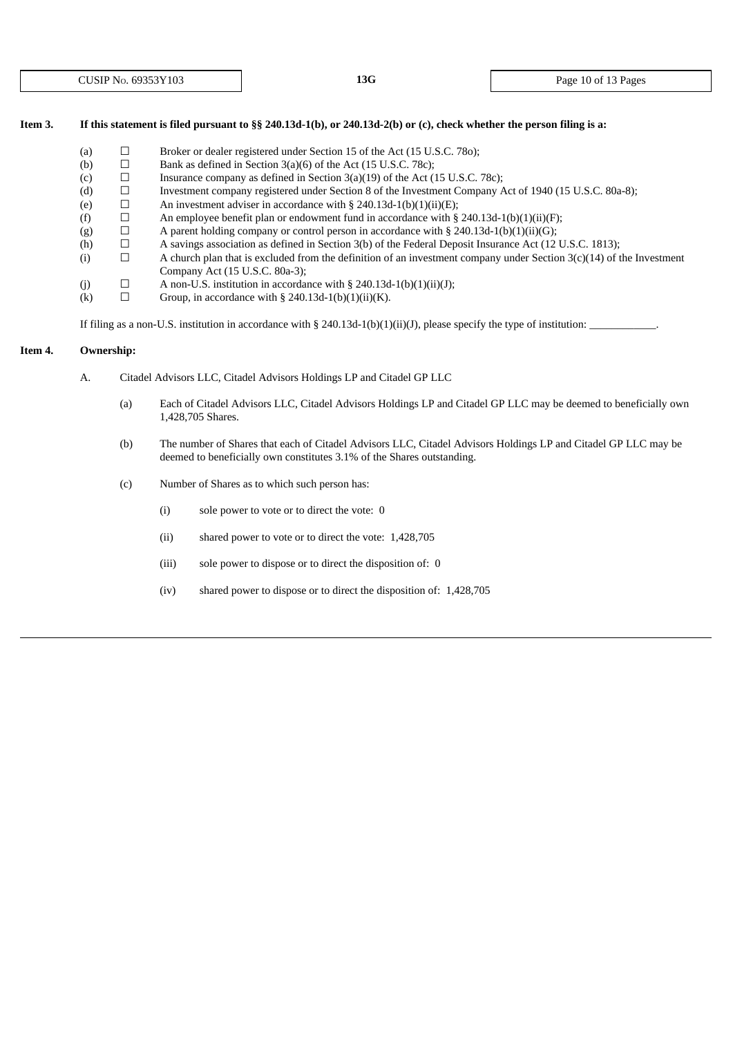**Item 3.** **If this statement is filed pursuant to §§ 240.13d-1(b), or 240.13d-2(b) or (c), check whether the person filing is a:**

(a) ☐ Broker or dealer registered under Section 15 of the Act (15 U.S.C. 78o);

(b) ☐ Bank as defined in Section 3(a)(6) of the Act (15 U.S.C. 78c);

(c) ☐ Insurance company as defined in Section 3(a)(19) of the Act (15 U.S.C. 78c);

(d) ☐ Investment company registered under Section 8 of the Investment Company Act of 1940 (15 U.S.C. 80a-8);

(e) ☐ An investment adviser in accordance with § 240.13d-1(b)(1)(ii)(E);

(f) ☐ An employee benefit plan or endowment fund in accordance with § 240.13d-1(b)(1)(ii)(F);

(g) ☐ A parent holding company or control person in accordance with § 240.13d-1(b)(1)(ii)(G);

(h) ☐ A savings association as defined in Section 3(b) of the Federal Deposit Insurance Act (12 U.S.C. 1813);

(i) ☐ A church plan that is excluded from the definition of an investment company under Section 3(c)(14) of the Investment Company Act (15 U.S.C. 80a-3);

(j) ☐ A non-U.S. institution in accordance with § 240.13d-1(b)(1)(ii)(J);

(k) ☐ Group, in accordance with § 240.13d-1(b)(1)(ii)(K).

If filing as a non-U.S. institution in accordance with § 240.13d-1(b)(1)(ii)(J), please specify the type of institution: ____________.

**Item 4.** **Ownership:**

A. Citadel Advisors LLC, Citadel Advisors Holdings LP and Citadel GP LLC

(a) Each of Citadel Advisors LLC, Citadel Advisors Holdings LP and Citadel GP LLC may be deemed to beneficially own 1,428,705 Shares.

(b) The number of Shares that each of Citadel Advisors LLC, Citadel Advisors Holdings LP and Citadel GP LLC may be deemed to beneficially own constitutes 3.1% of the Shares outstanding.

(c) Number of Shares as to which such person has:

(i) sole power to vote or to direct the vote: 0

(ii) shared power to vote or to direct the vote: 1,428,705

(iii) sole power to dispose or to direct the disposition of: 0

(iv) shared power to dispose or to direct the disposition of: 1,428,705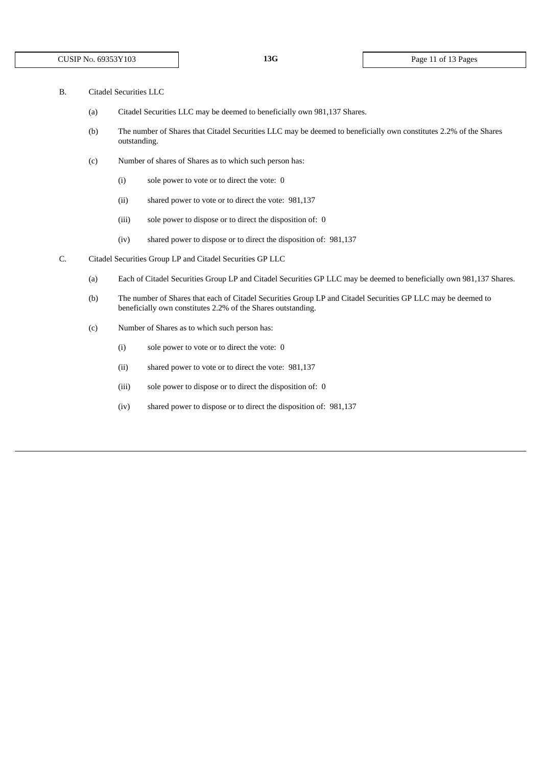B. Citadel Securities LLC

(a) Citadel Securities LLC may be deemed to beneficially own 981,137 Shares.

(b) The number of Shares that Citadel Securities LLC may be deemed to beneficially own constitutes 2.2% of the Shares outstanding.

(c) Number of shares of Shares as to which such person has:

(i) sole power to vote or to direct the vote: 0

(ii) shared power to vote or to direct the vote: 981,137

(iii) sole power to dispose or to direct the disposition of: 0

(iv) shared power to dispose or to direct the disposition of: 981,137

C. Citadel Securities Group LP and Citadel Securities GP LLC

(a) Each of Citadel Securities Group LP and Citadel Securities GP LLC may be deemed to beneficially own 981,137 Shares.

(b) The number of Shares that each of Citadel Securities Group LP and Citadel Securities GP LLC may be deemed to beneficially own constitutes 2.2% of the Shares outstanding.

(c) Number of Shares as to which such person has:

(i) sole power to vote or to direct the vote: 0

(ii) shared power to vote or to direct the vote: 981,137

(iii) sole power to dispose or to direct the disposition of: 0

(iv) shared power to dispose or to direct the disposition of: 981,137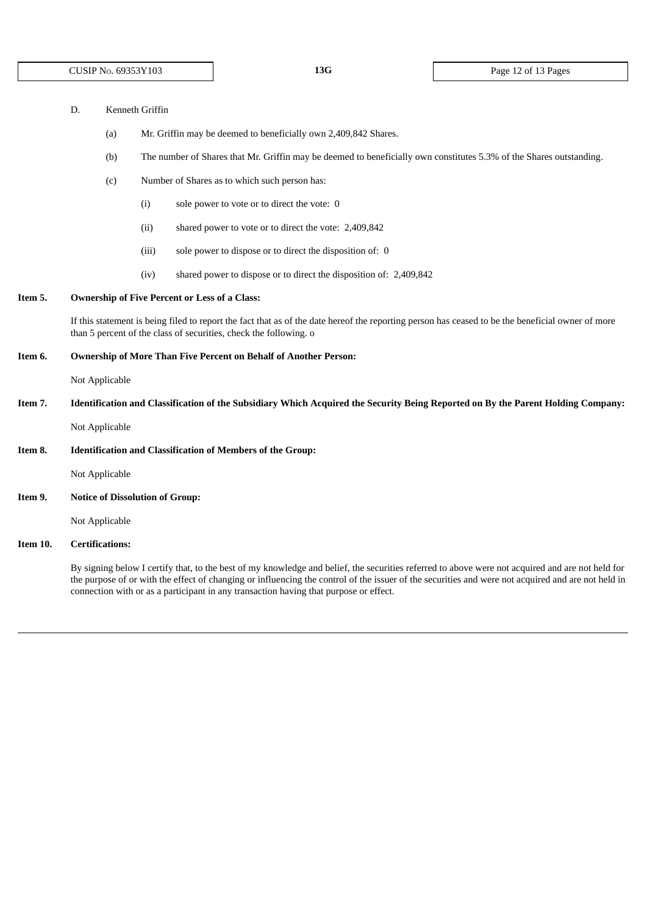D. Kenneth Griffin

(a) Mr. Griffin may be deemed to beneficially own 2,409,842 Shares.

(b) The number of Shares that Mr. Griffin may be deemed to beneficially own constitutes 5.3% of the Shares outstanding.

(c) Number of Shares as to which such person has:

(i) sole power to vote or to direct the vote: 0

(ii) shared power to vote or to direct the vote: 2,409,842

(iii) sole power to dispose or to direct the disposition of: 0

(iv) shared power to dispose or to direct the disposition of: 2,409,842

**Item 5. Ownership of Five Percent or Less of a Class:**

If this statement is being filed to report the fact that as of the date hereof the reporting person has ceased to be the beneficial owner of more than 5 percent of the class of securities, check the following. o

**Item 6. Ownership of More Than Five Percent on Behalf of Another Person:**

Not Applicable

**Item 7. Identification and Classification of the Subsidiary Which Acquired the Security Being Reported on By the Parent Holding Company:**

Not Applicable

**Item 8. Identification and Classification of Members of the Group:**

Not Applicable

**Item 9. Notice of Dissolution of Group:**

Not Applicable

**Item 10. Certifications:**

By signing below I certify that, to the best of my knowledge and belief, the securities referred to above were not acquired and are not held for the purpose of or with the effect of changing or influencing the control of the issuer of the securities and were not acquired and are not held in connection with or as a participant in any transaction having that purpose or effect.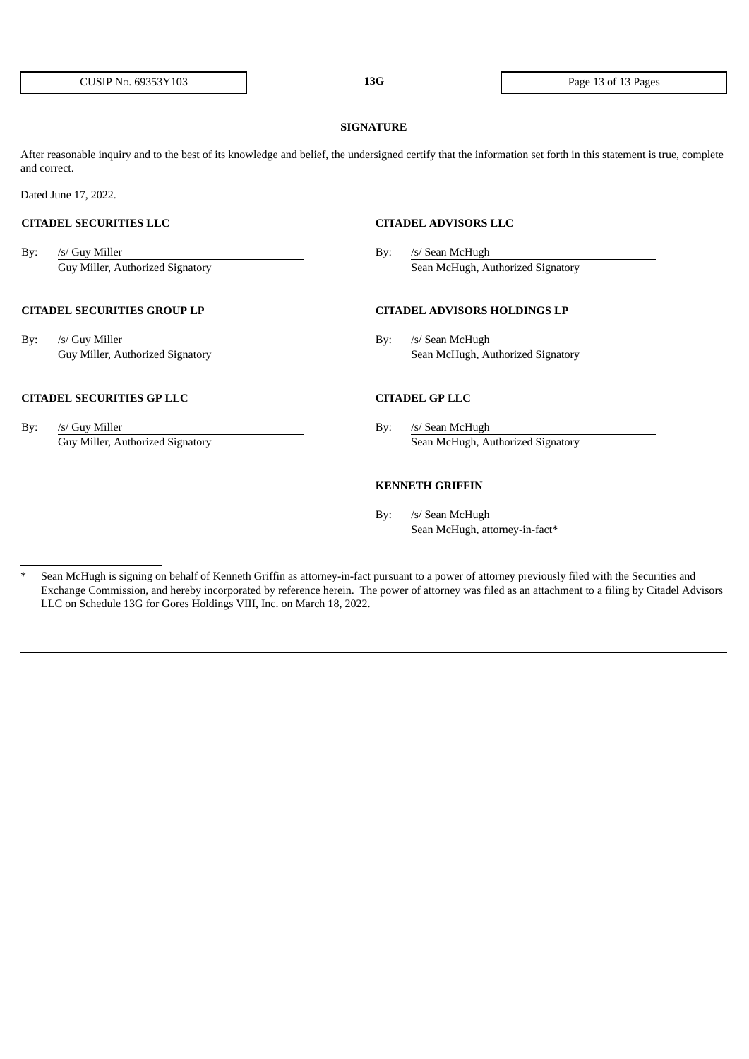## SIGNATURE

After reasonable inquiry and to the best of its knowledge and belief, the undersigned certify that the information set forth in this statement is true, complete and correct.

Dated June 17, 2022.

**CITADEL SECURITIES LLC**

By: /s/ Guy Miller
Guy Miller, Authorized Signatory

**CITADEL SECURITIES GROUP LP**

By: /s/ Guy Miller
Guy Miller, Authorized Signatory

**CITADEL SECURITIES GP LLC**

By: /s/ Guy Miller
Guy Miller, Authorized Signatory

**CITADEL ADVISORS LLC**

By: /s/ Sean McHugh
Sean McHugh, Authorized Signatory

**CITADEL ADVISORS HOLDINGS LP**

By: /s/ Sean McHugh
Sean McHugh, Authorized Signatory

**CITADEL GP LLC**

By: /s/ Sean McHugh
Sean McHugh, Authorized Signatory

**KENNETH GRIFFIN**

By: /s/ Sean McHugh
Sean McHugh, attorney-in-fact*

---

* Sean McHugh is signing on behalf of Kenneth Griffin as attorney-in-fact pursuant to a power of attorney previously filed with the Securities and Exchange Commission, and hereby incorporated by reference herein. The power of attorney was filed as an attachment to a filing by Citadel Advisors LLC on Schedule 13G for Gores Holdings VIII, Inc. on March 18, 2022.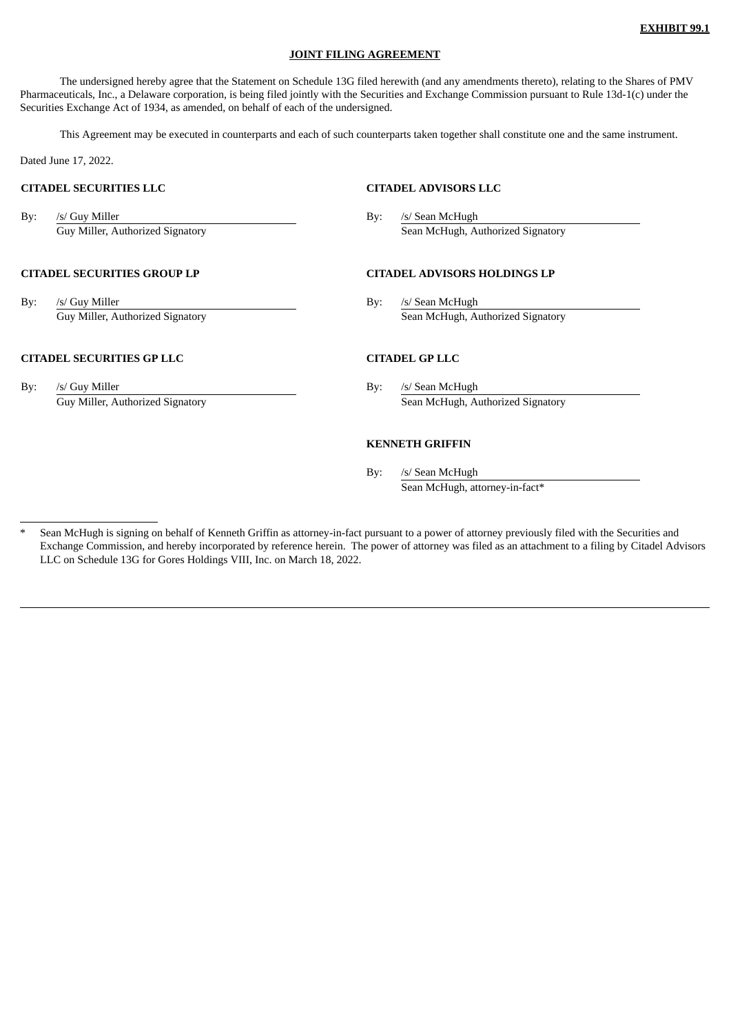**EXHIBIT 99.1**

**JOINT FILING AGREEMENT**

The undersigned hereby agree that the Statement on Schedule 13G filed herewith (and any amendments thereto), relating to the Shares of PMV Pharmaceuticals, Inc., a Delaware corporation, is being filed jointly with the Securities and Exchange Commission pursuant to Rule 13d-1(c) under the Securities Exchange Act of 1934, as amended, on behalf of each of the undersigned.

This Agreement may be executed in counterparts and each of such counterparts taken together shall constitute one and the same instrument.

Dated June 17, 2022.

**CITADEL SECURITIES LLC**

By: /s/ Guy Miller
Guy Miller, Authorized Signatory

**CITADEL SECURITIES GROUP LP**

By: /s/ Guy Miller
Guy Miller, Authorized Signatory

**CITADEL SECURITIES GP LLC**

By: /s/ Guy Miller
Guy Miller, Authorized Signatory

**CITADEL ADVISORS LLC**

By: /s/ Sean McHugh
Sean McHugh, Authorized Signatory

**CITADEL ADVISORS HOLDINGS LP**

By: /s/ Sean McHugh
Sean McHugh, Authorized Signatory

**CITADEL GP LLC**

By: /s/ Sean McHugh
Sean McHugh, Authorized Signatory

**KENNETH GRIFFIN**

By: /s/ Sean McHugh
Sean McHugh, attorney-in-fact*

---

\* Sean McHugh is signing on behalf of Kenneth Griffin as attorney-in-fact pursuant to a power of attorney previously filed with the Securities and Exchange Commission, and hereby incorporated by reference herein. The power of attorney was filed as an attachment to a filing by Citadel Advisors LLC on Schedule 13G for Gores Holdings VIII, Inc. on March 18, 2022.